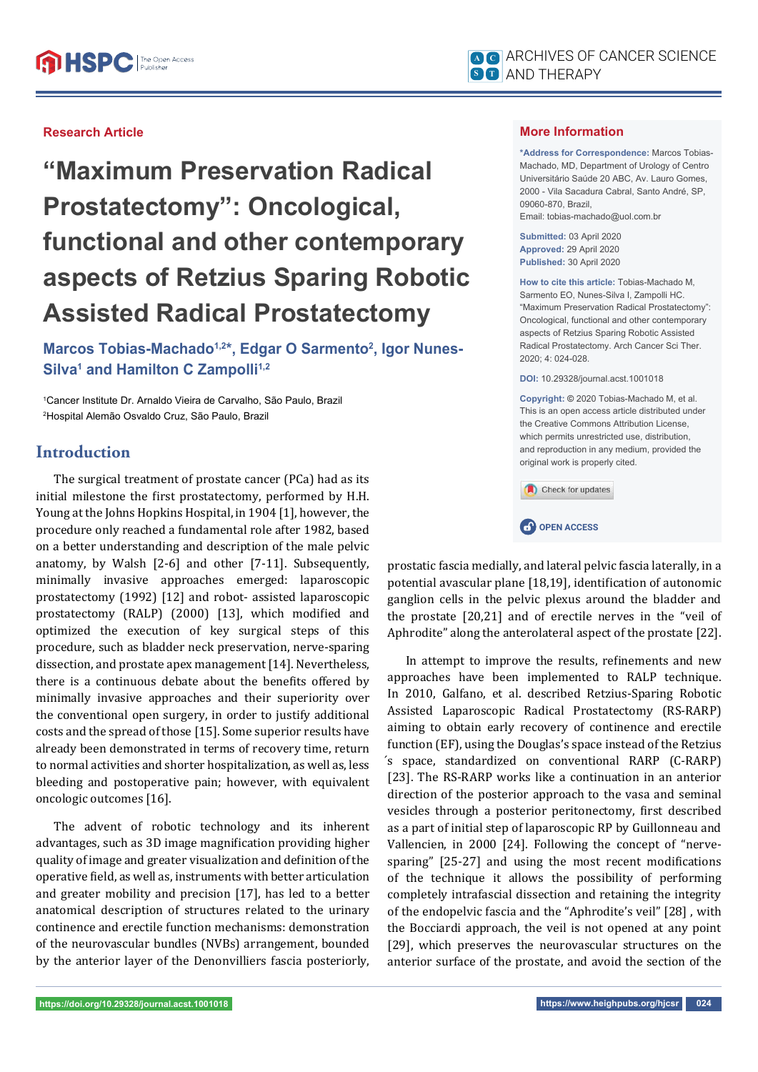Research Article

# "Maximum Preservation Radical Prostatectomy": Oncological, functional and other contemporary aspects of Retzius Sparing Robotic Assisted Radical Prostatectomy

**Marcos Tobias-Machado[1,2]*, Edgar O Sarmento[2], Igor Nunes-Silva[1] and Hamilton C Zampolli[1,2]**

[1]Cancer Institute Dr. Arnaldo Vieira de Carvalho, São Paulo, Brazil
[2]Hospital Alemão Osvaldo Cruz, São Paulo, Brazil

## More Information

**\*Address for Correspondence:** Marcos Tobias-Machado, MD, Department of Urology of Centro Universitário Saúde 20 ABC, Av. Lauro Gomes, 2000 - Vila Sacadura Cabral, Santo André, SP, 09060-870, Brazil,
Email: tobias-machado@uol.com.br

**Submitted:** 03 April 2020
**Approved:** 29 April 2020
**Published:** 30 April 2020

**How to cite this article:** Tobias-Machado M, Sarmento EO, Nunes-Silva I, Zampolli HC. "Maximum Preservation Radical Prostatectomy": Oncological, functional and other contemporary aspects of Retzius Sparing Robotic Assisted Radical Prostatectomy. Arch Cancer Sci Ther. 2020; 4: 024-028.

**DOI:** 10.29328/journal.acst.1001018

**Copyright:** © 2020 Tobias-Machado M, et al. This is an open access article distributed under the Creative Commons Attribution License, which permits unrestricted use, distribution, and reproduction in any medium, provided the original work is properly cited.

## Introduction

The surgical treatment of prostate cancer (PCa) had as its initial milestone the first prostatectomy, performed by H.H. Young at the Johns Hopkins Hospital, in 1904 [1], however, the procedure only reached a fundamental role after 1982, based on a better understanding and description of the male pelvic anatomy, by Walsh [2-6] and other [7-11]. Subsequently, minimally invasive approaches emerged: laparoscopic prostatectomy (1992) [12] and robot- assisted laparoscopic prostatectomy (RALP) (2000) [13], which modified and optimized the execution of key surgical steps of this procedure, such as bladder neck preservation, nerve-sparing dissection, and prostate apex management [14]. Nevertheless, there is a continuous debate about the benefits offered by minimally invasive approaches and their superiority over the conventional open surgery, in order to justify additional costs and the spread of those [15]. Some superior results have already been demonstrated in terms of recovery time, return to normal activities and shorter hospitalization, as well as, less bleeding and postoperative pain; however, with equivalent oncologic outcomes [16].

The advent of robotic technology and its inherent advantages, such as 3D image magnification providing higher quality of image and greater visualization and definition of the operative field, as well as, instruments with better articulation and greater mobility and precision [17], has led to a better anatomical description of structures related to the urinary continence and erectile function mechanisms: demonstration of the neurovascular bundles (NVBs) arrangement, bounded by the anterior layer of the Denonvilliers fascia posteriorly, prostatic fascia medially, and lateral pelvic fascia laterally, in a potential avascular plane [18,19], identification of autonomic ganglion cells in the pelvic plexus around the bladder and the prostate [20,21] and of erectile nerves in the "veil of Aphrodite" along the anterolateral aspect of the prostate [22].

In attempt to improve the results, refinements and new approaches have been implemented to RALP technique. In 2010, Galfano, et al. described Retzius-Sparing Robotic Assisted Laparoscopic Radical Prostatectomy (RS-RARP) aiming to obtain early recovery of continence and erectile function (EF), using the Douglas's space instead of the Retzius´s space, standardized on conventional RARP (C-RARP) [23]. The RS-RARP works like a continuation in an anterior direction of the posterior approach to the vasa and seminal vesicles through a posterior peritonectomy, first described as a part of initial step of laparoscopic RP by Guillonneau and Vallencien, in 2000 [24]. Following the concept of "nerve-sparing" [25-27] and using the most recent modifications of the technique it allows the possibility of performing completely intrafascial dissection and retaining the integrity of the endopelvic fascia and the "Aphrodite's veil" [28] , with the Bocciardi approach, the veil is not opened at any point [29], which preserves the neurovascular structures on the anterior surface of the prostate, and avoid the section of the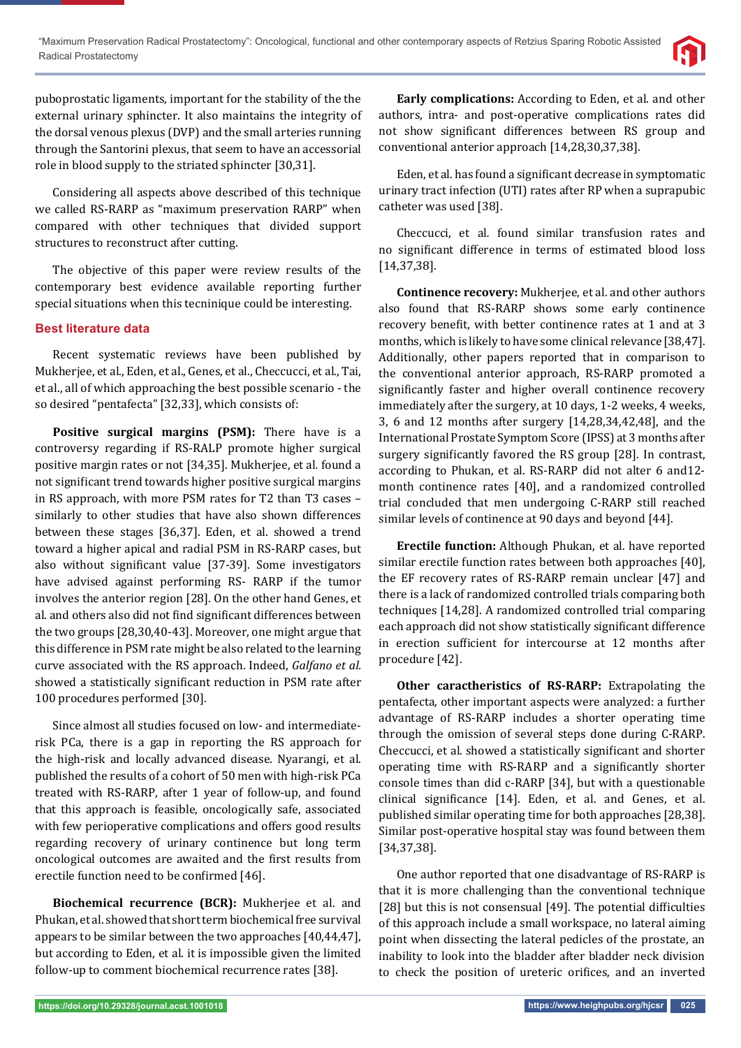puboprostatic ligaments, important for the stability of the the external urinary sphincter. It also maintains the integrity of the dorsal venous plexus (DVP) and the small arteries running through the Santorini plexus, that seem to have an accessorial role in blood supply to the striated sphincter [30,31].

Considering all aspects above described of this technique we called RS-RARP as "maximum preservation RARP" when compared with other techniques that divided support structures to reconstruct after cutting.

The objective of this paper were review results of the contemporary best evidence available reporting further special situations when this tecninique could be interesting.

## Best literature data

Recent systematic reviews have been published by Mukherjee, et al., Eden, et al., Genes, et al., Checcucci, et al., Tai, et al., all of which approaching the best possible scenario - the so desired "pentafecta" [32,33], which consists of:

**Positive surgical margins (PSM):** There have is a controversy regarding if RS-RALP promote higher surgical positive margin rates or not [34,35]. Mukherjee, et al. found a not significant trend towards higher positive surgical margins in RS approach, with more PSM rates for T2 than T3 cases – similarly to other studies that have also shown differences between these stages [36,37]. Eden, et al. showed a trend toward a higher apical and radial PSM in RS-RARP cases, but also without significant value [37-39]. Some investigators have advised against performing RS- RARP if the tumor involves the anterior region [28]. On the other hand Genes, et al. and others also did not find significant differences between the two groups [28,30,40-43]. Moreover, one might argue that this difference in PSM rate might be also related to the learning curve associated with the RS approach. Indeed, *Galfano et al.* showed a statistically significant reduction in PSM rate after 100 procedures performed [30].

Since almost all studies focused on low- and intermediate-risk PCa, there is a gap in reporting the RS approach for the high-risk and locally advanced disease. Nyarangi, et al. published the results of a cohort of 50 men with high-risk PCa treated with RS-RARP, after 1 year of follow-up, and found that this approach is feasible, oncologically safe, associated with few perioperative complications and offers good results regarding recovery of urinary continence but long term oncological outcomes are awaited and the first results from erectile function need to be confirmed [46].

**Biochemical recurrence (BCR):** Mukherjee et al. and Phukan, et al. showed that short term biochemical free survival appears to be similar between the two approaches [40,44,47], but according to Eden, et al. it is impossible given the limited follow-up to comment biochemical recurrence rates [38].

**Early complications:** According to Eden, et al. and other authors, intra- and post-operative complications rates did not show significant differences between RS group and conventional anterior approach [14,28,30,37,38].

Eden, et al. has found a significant decrease in symptomatic urinary tract infection (UTI) rates after RP when a suprapubic catheter was used [38].

Checcucci, et al. found similar transfusion rates and no significant difference in terms of estimated blood loss [14,37,38].

**Continence recovery:** Mukherjee, et al. and other authors also found that RS-RARP shows some early continence recovery benefit, with better continence rates at 1 and at 3 months, which is likely to have some clinical relevance [38,47]. Additionally, other papers reported that in comparison to the conventional anterior approach, RS-RARP promoted a significantly faster and higher overall continence recovery immediately after the surgery, at 10 days, 1-2 weeks, 4 weeks, 3, 6 and 12 months after surgery [14,28,34,42,48], and the International Prostate Symptom Score (IPSS) at 3 months after surgery significantly favored the RS group [28]. In contrast, according to Phukan, et al. RS-RARP did not alter 6 and12-month continence rates [40], and a randomized controlled trial concluded that men undergoing C-RARP still reached similar levels of continence at 90 days and beyond [44].

**Erectile function:** Although Phukan, et al. have reported similar erectile function rates between both approaches [40], the EF recovery rates of RS-RARP remain unclear [47] and there is a lack of randomized controlled trials comparing both techniques [14,28]. A randomized controlled trial comparing each approach did not show statistically significant difference in erection sufficient for intercourse at 12 months after procedure [42].

**Other caractheristics of RS-RARP:** Extrapolating the pentafecta, other important aspects were analyzed: a further advantage of RS-RARP includes a shorter operating time through the omission of several steps done during C-RARP. Checcucci, et al. showed a statistically significant and shorter operating time with RS-RARP and a significantly shorter console times than did c-RARP [34], but with a questionable clinical significance [14]. Eden, et al. and Genes, et al. published similar operating time for both approaches [28,38]. Similar post-operative hospital stay was found between them [34,37,38].

One author reported that one disadvantage of RS-RARP is that it is more challenging than the conventional technique [28] but this is not consensual [49]. The potential difficulties of this approach include a small workspace, no lateral aiming point when dissecting the lateral pedicles of the prostate, an inability to look into the bladder after bladder neck division to check the position of ureteric orifices, and an inverted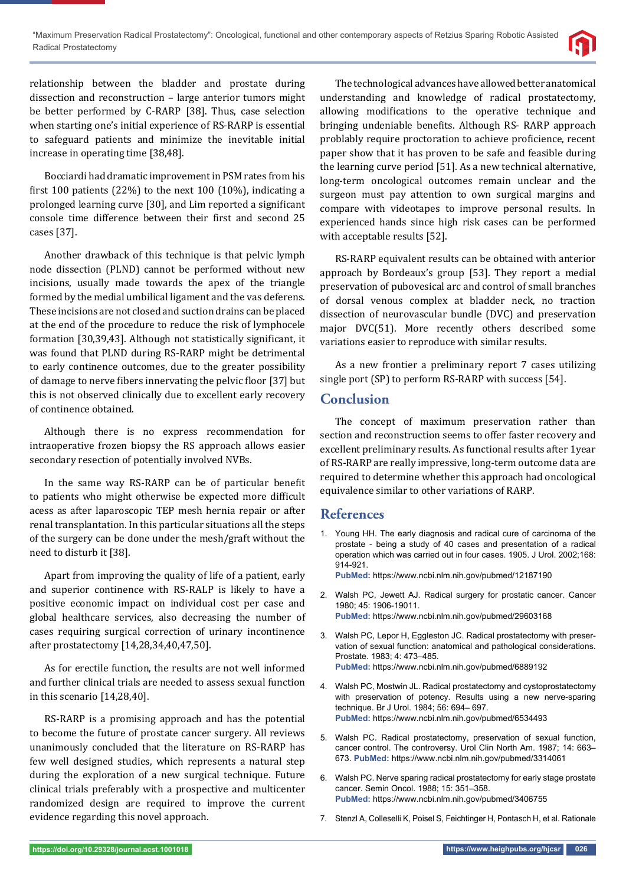relationship between the bladder and prostate during dissection and reconstruction – large anterior tumors might be better performed by C-RARP [38]. Thus, case selection when starting one's initial experience of RS-RARP is essential to safeguard patients and minimize the inevitable initial increase in operating time [38,48].

Bocciardi had dramatic improvement in PSM rates from his first 100 patients (22%) to the next 100 (10%), indicating a prolonged learning curve [30], and Lim reported a significant console time difference between their first and second 25 cases [37].

Another drawback of this technique is that pelvic lymph node dissection (PLND) cannot be performed without new incisions, usually made towards the apex of the triangle formed by the medial umbilical ligament and the vas deferens. These incisions are not closed and suction drains can be placed at the end of the procedure to reduce the risk of lymphocele formation [30,39,43]. Although not statistically significant, it was found that PLND during RS-RARP might be detrimental to early continence outcomes, due to the greater possibility of damage to nerve fibers innervating the pelvic floor [37] but this is not observed clinically due to excellent early recovery of continence obtained.

Although there is no express recommendation for intraoperative frozen biopsy the RS approach allows easier secondary resection of potentially involved NVBs.

In the same way RS-RARP can be of particular benefit to patients who might otherwise be expected more difficult acess as after laparoscopic TEP mesh hernia repair or after renal transplantation. In this particular situations all the steps of the surgery can be done under the mesh/graft without the need to disturb it [38].

Apart from improving the quality of life of a patient, early and superior continence with RS-RALP is likely to have a positive economic impact on individual cost per case and global healthcare services, also decreasing the number of cases requiring surgical correction of urinary incontinence after prostatectomy [14,28,34,40,47,50].

As for erectile function, the results are not well informed and further clinical trials are needed to assess sexual function in this scenario [14,28,40].

RS-RARP is a promising approach and has the potential to become the future of prostate cancer surgery. All reviews unanimously concluded that the literature on RS-RARP has few well designed studies, which represents a natural step during the exploration of a new surgical technique. Future clinical trials preferably with a prospective and multicenter randomized design are required to improve the current evidence regarding this novel approach.

The technological advances have allowed better anatomical understanding and knowledge of radical prostatectomy, allowing modifications to the operative technique and bringing undeniable benefits. Although RS- RARP approach problably require proctoration to achieve proficience, recent paper show that it has proven to be safe and feasible during the learning curve period [51]. As a new technical alternative, long-term oncological outcomes remain unclear and the surgeon must pay attention to own surgical margins and compare with videotapes to improve personal results. In experienced hands since high risk cases can be performed with acceptable results [52].

RS-RARP equivalent results can be obtained with anterior approach by Bordeaux's group [53]. They report a medial preservation of pubovesical arc and control of small branches of dorsal venous complex at bladder neck, no traction dissection of neurovascular bundle (DVC) and preservation major DVC(51). More recently others described some variations easier to reproduce with similar results.

As a new frontier a preliminary report 7 cases utilizing single port (SP) to perform RS-RARP with success [54].

## Conclusion

The concept of maximum preservation rather than section and reconstruction seems to offer faster recovery and excellent preliminary results. As functional results after 1year of RS-RARP are really impressive, long-term outcome data are required to determine whether this approach had oncological equivalence similar to other variations of RARP.

## References

1. Young HH. The early diagnosis and radical cure of carcinoma of the prostate - being a study of 40 cases and presentation of a radical operation which was carried out in four cases. 1905. J Urol. 2002;168: 914-921.
**PubMed:** https://www.ncbi.nlm.nih.gov/pubmed/12187190

2. Walsh PC, Jewett AJ. Radical surgery for prostatic cancer. Cancer 1980; 45: 1906-19011.
**PubMed:** https://www.ncbi.nlm.nih.gov/pubmed/29603168

3. Walsh PC, Lepor H, Eggleston JC. Radical prostatectomy with preservation of sexual function: anatomical and pathological considerations. Prostate. 1983; 4: 473–485.
**PubMed:** https://www.ncbi.nlm.nih.gov/pubmed/6889192

4. Walsh PC, Mostwin JL. Radical prostatectomy and cystoprostatectomy with preservation of potency. Results using a new nerve-sparing technique. Br J Urol. 1984; 56: 694– 697.
**PubMed:** https://www.ncbi.nlm.nih.gov/pubmed/6534493

5. Walsh PC. Radical prostatectomy, preservation of sexual function, cancer control. The controversy. Urol Clin North Am. 1987; 14: 663–673. **PubMed:** https://www.ncbi.nlm.nih.gov/pubmed/3314061

6. Walsh PC. Nerve sparing radical prostatectomy for early stage prostate cancer. Semin Oncol. 1988; 15: 351–358.
**PubMed:** https://www.ncbi.nlm.nih.gov/pubmed/3406755

7. Stenzl A, Colleselli K, Poisel S, Feichtinger H, Pontasch H, et al. Rationale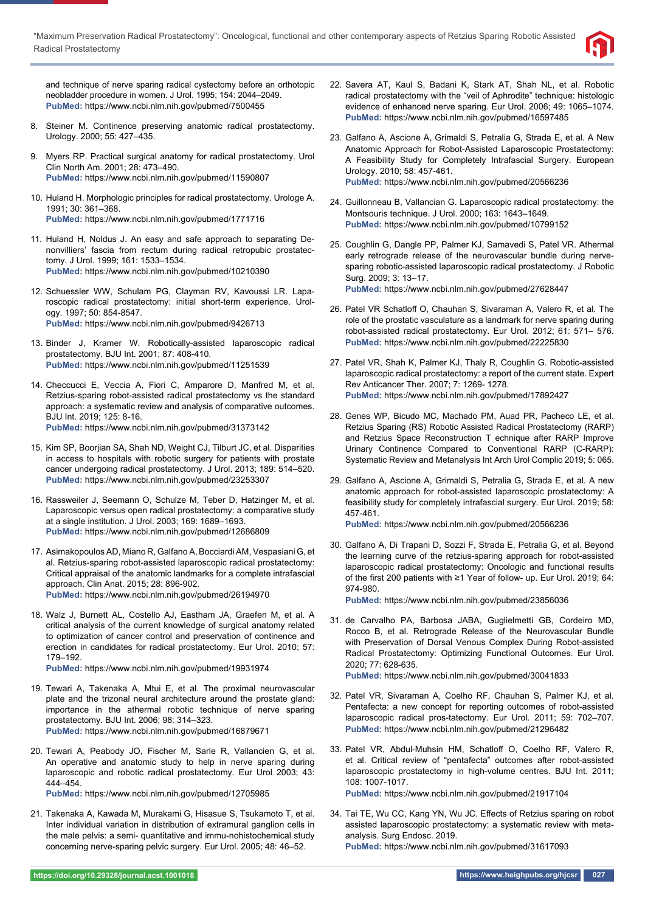and technique of nerve sparing radical cystectomy before an orthotopic neobladder procedure in women. J Urol. 1995; 154: 2044–2049. **PubMed:** https://www.ncbi.nlm.nih.gov/pubmed/7500455

8. Steiner M. Continence preserving anatomic radical prostatectomy. Urology. 2000; 55: 427–435.

9. Myers RP. Practical surgical anatomy for radical prostatectomy. Urol Clin North Am. 2001; 28: 473–490. **PubMed:** https://www.ncbi.nlm.nih.gov/pubmed/11590807

10. Huland H. Morphologic principles for radical prostatectomy. Urologe A. 1991; 30: 361–368. **PubMed:** https://www.ncbi.nlm.nih.gov/pubmed/1771716

11. Huland H, Noldus J. An easy and safe approach to separating Denonvilliers' fascia from rectum during radical retropubic prostatectomy. J Urol. 1999; 161: 1533–1534. **PubMed:** https://www.ncbi.nlm.nih.gov/pubmed/10210390

12. Schuessler WW, Schulam PG, Clayman RV, Kavoussi LR. Laparoscopic radical prostatectomy: initial short-term experience. Urology. 1997; 50: 854-8547. **PubMed:** https://www.ncbi.nlm.nih.gov/pubmed/9426713

13. Binder J, Kramer W. Robotically-assisted laparoscopic radical prostatectomy. BJU Int. 2001; 87: 408-410. **PubMed:** https://www.ncbi.nlm.nih.gov/pubmed/11251539

14. Checcucci E, Veccia A, Fiori C, Amparore D, Manfred M, et al. Retzius-sparing robot-assisted radical prostatectomy vs the standard approach: a systematic review and analysis of comparative outcomes. BJU Int. 2019; 125: 8-16. **PubMed:** https://www.ncbi.nlm.nih.gov/pubmed/31373142

15. Kim SP, Boorjian SA, Shah ND, Weight CJ, Tilburt JC, et al. Disparities in access to hospitals with robotic surgery for patients with prostate cancer undergoing radical prostatectomy. J Urol. 2013; 189: 514–520. **PubMed:** https://www.ncbi.nlm.nih.gov/pubmed/23253307

16. Rassweiler J, Seemann O, Schulze M, Teber D, Hatzinger M, et al. Laparoscopic versus open radical prostatectomy: a comparative study at a single institution. J Urol. 2003; 169: 1689–1693. **PubMed:** https://www.ncbi.nlm.nih.gov/pubmed/12686809

17. Asimakopoulos AD, Miano R, Galfano A, Bocciardi AM, Vespasiani G, et al. Retzius-sparing robot-assisted laparoscopic radical prostatectomy: Critical appraisal of the anatomic landmarks for a complete intrafascial approach. Clin Anat. 2015; 28: 896-902. **PubMed:** https://www.ncbi.nlm.nih.gov/pubmed/26194970

18. Walz J, Burnett AL, Costello AJ, Eastham JA, Graefen M, et al. A critical analysis of the current knowledge of surgical anatomy related to optimization of cancer control and preservation of continence and erection in candidates for radical prostatectomy. Eur Urol. 2010; 57: 179–192. **PubMed:** https://www.ncbi.nlm.nih.gov/pubmed/19931974

19. Tewari A, Takenaka A, Mtui E, et al. The proximal neurovascular plate and the trizonal neural architecture around the prostate gland: importance in the athermal robotic technique of nerve sparing prostatectomy. BJU Int. 2006; 98: 314–323. **PubMed:** https://www.ncbi.nlm.nih.gov/pubmed/16879671

20. Tewari A, Peabody JO, Fischer M, Sarle R, Vallancien G, et al. An operative and anatomic study to help in nerve sparing during laparoscopic and robotic radical prostatectomy. Eur Urol 2003; 43: 444–454. **PubMed:** https://www.ncbi.nlm.nih.gov/pubmed/12705985

21. Takenaka A, Kawada M, Murakami G, Hisasue S, Tsukamoto T, et al. Inter individual variation in distribution of extramural ganglion cells in the male pelvis: a semi- quantitative and immu-nohistochemical study concerning nerve-sparing pelvic surgery. Eur Urol. 2005; 48: 46–52.

22. Savera AT, Kaul S, Badani K, Stark AT, Shah NL, et al. Robotic radical prostatectomy with the "veil of Aphrodite" technique: histologic evidence of enhanced nerve sparing. Eur Urol. 2006; 49: 1065–1074. **PubMed:** https://www.ncbi.nlm.nih.gov/pubmed/16597485

23. Galfano A, Ascione A, Grimaldi S, Petralia G, Strada E, et al. A New Anatomic Approach for Robot-Assisted Laparoscopic Prostatectomy: A Feasibility Study for Completely Intrafascial Surgery. European Urology. 2010; 58: 457-461. **PubMed:** https://www.ncbi.nlm.nih.gov/pubmed/20566236

24. Guillonneau B, Vallancian G. Laparoscopic radical prostatectomy: the Montsouris technique. J Urol. 2000; 163: 1643–1649. **PubMed:** https://www.ncbi.nlm.nih.gov/pubmed/10799152

25. Coughlin G, Dangle PP, Palmer KJ, Samavedi S, Patel VR. Athermal early retrograde release of the neurovascular bundle during nerve-sparing robotic-assisted laparoscopic radical prostatectomy. J Robotic Surg. 2009; 3: 13–17. **PubMed:** https://www.ncbi.nlm.nih.gov/pubmed/27628447

26. Patel VR Schatloff O, Chauhan S, Sivaraman A, Valero R, et al. The role of the prostatic vasculature as a landmark for nerve sparing during robot-assisted radical prostatectomy. Eur Urol. 2012; 61: 571– 576. **PubMed:** https://www.ncbi.nlm.nih.gov/pubmed/22225830

27. Patel VR, Shah K, Palmer KJ, Thaly R, Coughlin G. Robotic-assisted laparoscopic radical prostatectomy: a report of the current state. Expert Rev Anticancer Ther. 2007; 7: 1269- 1278. **PubMed:** https://www.ncbi.nlm.nih.gov/pubmed/17892427

28. Genes WP, Bicudo MC, Machado PM, Auad PR, Pacheco LE, et al. Retzius Sparing (RS) Robotic Assisted Radical Prostatectomy (RARP) and Retzius Space Reconstruction T echnique after RARP Improve Urinary Continence Compared to Conventional RARP (C-RARP): Systematic Review and Metanalysis Int Arch Urol Complic 2019; 5: 065.

29. Galfano A, Ascione A, Grimaldi S, Petralia G, Strada E, et al. A new anatomic approach for robot-assisted laparoscopic prostatectomy: A feasibility study for completely intrafascial surgery. Eur Urol. 2019; 58: 457-461. **PubMed:** https://www.ncbi.nlm.nih.gov/pubmed/20566236

30. Galfano A, Di Trapani D, Sozzi F, Strada E, Petralia G, et al. Beyond the learning curve of the retzius-sparing approach for robot-assisted laparoscopic radical prostatectomy: Oncologic and functional results of the first 200 patients with ≥1 Year of follow- up. Eur Urol. 2019; 64: 974-980. **PubMed:** https://www.ncbi.nlm.nih.gov/pubmed/23856036

31. de Carvalho PA, Barbosa JABA, Guglielmetti GB, Cordeiro MD, Rocco B, et al. Retrograde Release of the Neurovascular Bundle with Preservation of Dorsal Venous Complex During Robot-assisted Radical Prostatectomy: Optimizing Functional Outcomes. Eur Urol. 2020; 77: 628-635. **PubMed:** https://www.ncbi.nlm.nih.gov/pubmed/30041833

32. Patel VR, Sivaraman A, Coelho RF, Chauhan S, Palmer KJ, et al. Pentafecta: a new concept for reporting outcomes of robot-assisted laparoscopic radical pros-tatectomy. Eur Urol. 2011; 59: 702–707. **PubMed:** https://www.ncbi.nlm.nih.gov/pubmed/21296482

33. Patel VR, Abdul-Muhsin HM, Schatloff O, Coelho RF, Valero R, et al. Critical review of "pentafecta" outcomes after robot-assisted laparoscopic prostatectomy in high-volume centres. BJU Int. 2011; 108: 1007-1017. **PubMed:** https://www.ncbi.nlm.nih.gov/pubmed/21917104

34. Tai TE, Wu CC, Kang YN, Wu JC. Effects of Retzius sparing on robot assisted laparoscopic prostatectomy: a systematic review with meta-analysis. Surg Endosc. 2019. **PubMed:** https://www.ncbi.nlm.nih.gov/pubmed/31617093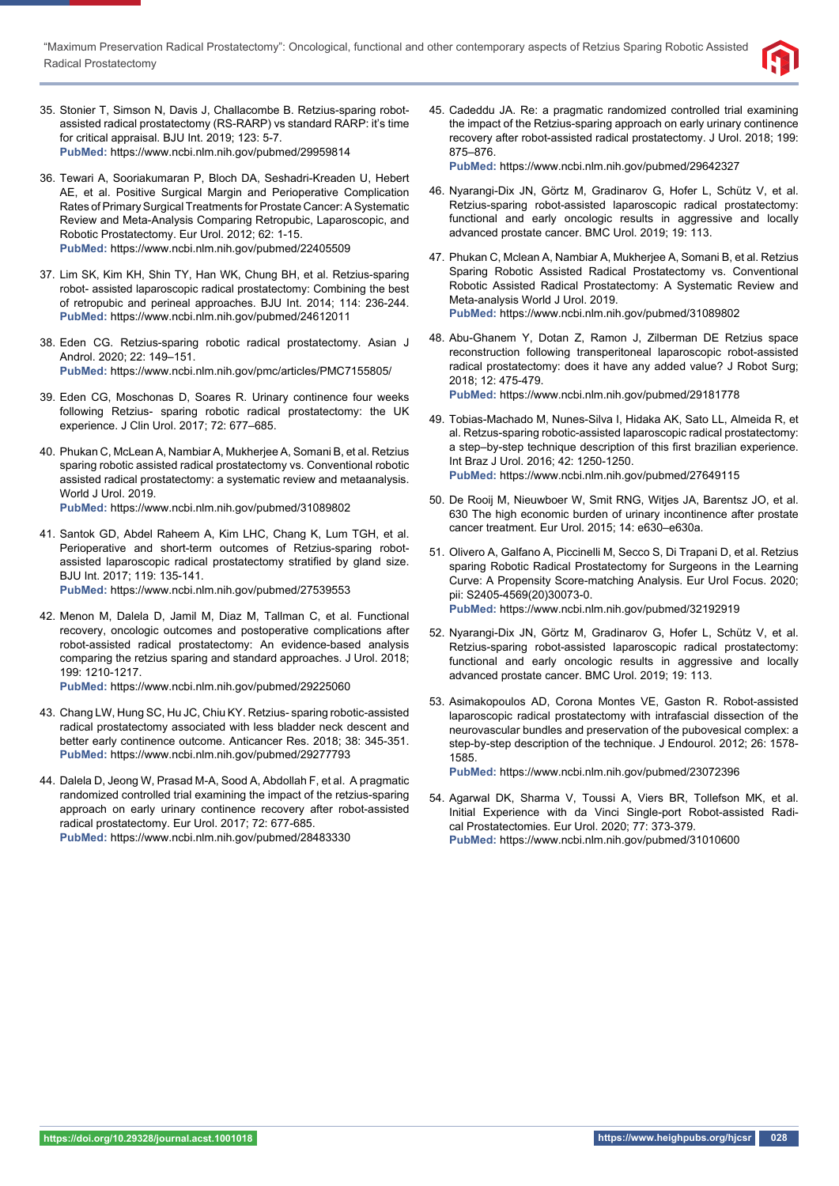35. Stonier T, Simson N, Davis J, Challacombe B. Retzius-sparing robot-assisted radical prostatectomy (RS-RARP) vs standard RARP: it's time for critical appraisal. BJU Int. 2019; 123: 5-7.
**PubMed:** https://www.ncbi.nlm.nih.gov/pubmed/29959814

36. Tewari A, Sooriakumaran P, Bloch DA, Seshadri-Kreaden U, Hebert AE, et al. Positive Surgical Margin and Perioperative Complication Rates of Primary Surgical Treatments for Prostate Cancer: A Systematic Review and Meta-Analysis Comparing Retropubic, Laparoscopic, and Robotic Prostatectomy. Eur Urol. 2012; 62: 1-15.
**PubMed:** https://www.ncbi.nlm.nih.gov/pubmed/22405509

37. Lim SK, Kim KH, Shin TY, Han WK, Chung BH, et al. Retzius-sparing robot- assisted laparoscopic radical prostatectomy: Combining the best of retropubic and perineal approaches. BJU Int. 2014; 114: 236-244.
**PubMed:** https://www.ncbi.nlm.nih.gov/pubmed/24612011

38. Eden CG. Retzius-sparing robotic radical prostatectomy. Asian J Androl. 2020; 22: 149–151.
**PubMed:** https://www.ncbi.nlm.nih.gov/pmc/articles/PMC7155805/

39. Eden CG, Moschonas D, Soares R. Urinary continence four weeks following Retzius- sparing robotic radical prostatectomy: the UK experience. J Clin Urol. 2017; 72: 677–685.

40. Phukan C, McLean A, Nambiar A, Mukherjee A, Somani B, et al. Retzius sparing robotic assisted radical prostatectomy vs. Conventional robotic assisted radical prostatectomy: a systematic review and metaanalysis. World J Urol. 2019.
**PubMed:** https://www.ncbi.nlm.nih.gov/pubmed/31089802

41. Santok GD, Abdel Raheem A, Kim LHC, Chang K, Lum TGH, et al. Perioperative and short-term outcomes of Retzius-sparing robot-assisted laparoscopic radical prostatectomy stratified by gland size. BJU Int. 2017; 119: 135-141.
**PubMed:** https://www.ncbi.nlm.nih.gov/pubmed/27539553

42. Menon M, Dalela D, Jamil M, Diaz M, Tallman C, et al. Functional recovery, oncologic outcomes and postoperative complications after robot-assisted radical prostatectomy: An evidence-based analysis comparing the retzius sparing and standard approaches. J Urol. 2018; 199: 1210-1217.
**PubMed:** https://www.ncbi.nlm.nih.gov/pubmed/29225060

43. Chang LW, Hung SC, Hu JC, Chiu KY. Retzius- sparing robotic-assisted radical prostatectomy associated with less bladder neck descent and better early continence outcome. Anticancer Res. 2018; 38: 345-351.
**PubMed:** https://www.ncbi.nlm.nih.gov/pubmed/29277793

44. Dalela D, Jeong W, Prasad M-A, Sood A, Abdollah F, et al. A pragmatic randomized controlled trial examining the impact of the retzius-sparing approach on early urinary continence recovery after robot-assisted radical prostatectomy. Eur Urol. 2017; 72: 677-685.
**PubMed:** https://www.ncbi.nlm.nih.gov/pubmed/28483330

45. Cadeddu JA. Re: a pragmatic randomized controlled trial examining the impact of the Retzius-sparing approach on early urinary continence recovery after robot-assisted radical prostatectomy. J Urol. 2018; 199: 875–876.
**PubMed:** https://www.ncbi.nlm.nih.gov/pubmed/29642327

46. Nyarangi-Dix JN, Görtz M, Gradinarov G, Hofer L, Schütz V, et al. Retzius-sparing robot-assisted laparoscopic radical prostatectomy: functional and early oncologic results in aggressive and locally advanced prostate cancer. BMC Urol. 2019; 19: 113.

47. Phukan C, Mclean A, Nambiar A, Mukherjee A, Somani B, et al. Retzius Sparing Robotic Assisted Radical Prostatectomy vs. Conventional Robotic Assisted Radical Prostatectomy: A Systematic Review and Meta-analysis World J Urol. 2019.
**PubMed:** https://www.ncbi.nlm.nih.gov/pubmed/31089802

48. Abu-Ghanem Y, Dotan Z, Ramon J, Zilberman DE Retzius space reconstruction following transperitoneal laparoscopic robot-assisted radical prostatectomy: does it have any added value? J Robot Surg; 2018; 12: 475-479.
**PubMed:** https://www.ncbi.nlm.nih.gov/pubmed/29181778

49. Tobias-Machado M, Nunes-Silva I, Hidaka AK, Sato LL, Almeida R, et al. Retzus-sparing robotic-assisted laparoscopic radical prostatectomy: a step–by-step technique description of this first brazilian experience. Int Braz J Urol. 2016; 42: 1250-1250.
**PubMed:** https://www.ncbi.nlm.nih.gov/pubmed/27649115

50. De Rooij M, Nieuwboer W, Smit RNG, Witjes JA, Barentsz JO, et al. 630 The high economic burden of urinary incontinence after prostate cancer treatment. Eur Urol. 2015; 14: e630–e630a.

51. Olivero A, Galfano A, Piccinelli M, Secco S, Di Trapani D, et al. Retzius sparing Robotic Radical Prostatectomy for Surgeons in the Learning Curve: A Propensity Score-matching Analysis. Eur Urol Focus. 2020; pii: S2405-4569(20)30073-0.
**PubMed:** https://www.ncbi.nlm.nih.gov/pubmed/32192919

52. Nyarangi-Dix JN, Görtz M, Gradinarov G, Hofer L, Schütz V, et al. Retzius-sparing robot-assisted laparoscopic radical prostatectomy: functional and early oncologic results in aggressive and locally advanced prostate cancer. BMC Urol. 2019; 19: 113.

53. Asimakopoulos AD, Corona Montes VE, Gaston R. Robot-assisted laparoscopic radical prostatectomy with intrafascial dissection of the neurovascular bundles and preservation of the pubovesical complex: a step-by-step description of the technique. J Endourol. 2012; 26: 1578-1585.
**PubMed:** https://www.ncbi.nlm.nih.gov/pubmed/23072396

54. Agarwal DK, Sharma V, Toussi A, Viers BR, Tollefson MK, et al. Initial Experience with da Vinci Single-port Robot-assisted Radical Prostatectomies. Eur Urol. 2020; 77: 373-379.
**PubMed:** https://www.ncbi.nlm.nih.gov/pubmed/31010600